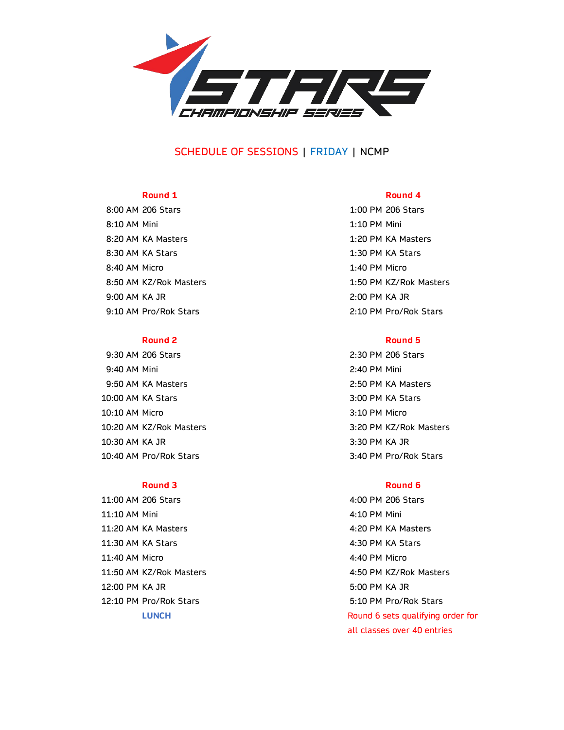STARS CHAMPIONSHIP SERIES

# SCHEDULE OF SESSIONS | FRIDAY | NCMP

**Round 1**

8:00 AM 206 Stars
8:10 AM Mini
8:20 AM KA Masters
8:30 AM KA Stars
8:40 AM Micro
8:50 AM KZ/Rok Masters
9:00 AM KA JR
9:10 AM Pro/Rok Stars

**Round 2**

9:30 AM 206 Stars
9:40 AM Mini
9:50 AM KA Masters
10:00 AM KA Stars
10:10 AM Micro
10:20 AM KZ/Rok Masters
10:30 AM KA JR
10:40 AM Pro/Rok Stars

**Round 3**

11:00 AM 206 Stars
11:10 AM Mini
11:20 AM KA Masters
11:30 AM KA Stars
11:40 AM Micro
11:50 AM KZ/Rok Masters
12:00 PM KA JR
12:10 PM Pro/Rok Stars

**LUNCH**

**Round 4**

1:00 PM 206 Stars
1:10 PM Mini
1:20 PM KA Masters
1:30 PM KA Stars
1:40 PM Micro
1:50 PM KZ/Rok Masters
2:00 PM KA JR
2:10 PM Pro/Rok Stars

**Round 5**

2:30 PM 206 Stars
2:40 PM Mini
2:50 PM KA Masters
3:00 PM KA Stars
3:10 PM Micro
3:20 PM KZ/Rok Masters
3:30 PM KA JR
3:40 PM Pro/Rok Stars

**Round 6**

4:00 PM 206 Stars
4:10 PM Mini
4:20 PM KA Masters
4:30 PM KA Stars
4:40 PM Micro
4:50 PM KZ/Rok Masters
5:00 PM KA JR
5:10 PM Pro/Rok Stars

Round 6 sets qualifying order for all classes over 40 entries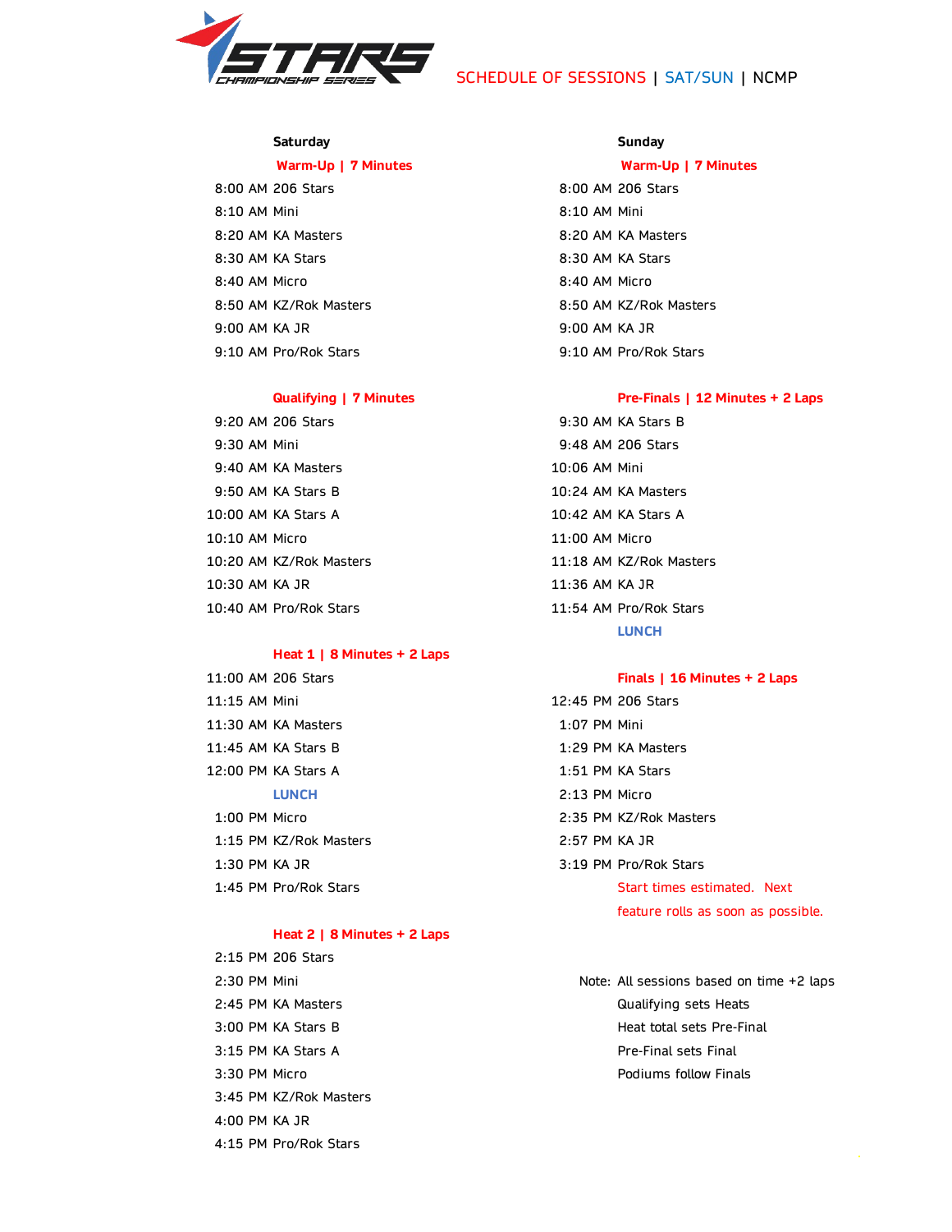# STARS CHAMPIONSHIP SERIES

SCHEDULE OF SESSIONS | SAT/SUN | NCMP

## Saturday

**Warm-Up | 7 Minutes**

8:00 AM 206 Stars
8:10 AM Mini
8:20 AM KA Masters
8:30 AM KA Stars
8:40 AM Micro
8:50 AM KZ/Rok Masters
9:00 AM KA JR
9:10 AM Pro/Rok Stars

**Qualifying | 7 Minutes**

9:20 AM 206 Stars
9:30 AM Mini
9:40 AM KA Masters
9:50 AM KA Stars B
10:00 AM KA Stars A
10:10 AM Micro
10:20 AM KZ/Rok Masters
10:30 AM KA JR
10:40 AM Pro/Rok Stars

**Heat 1 | 8 Minutes + 2 Laps**

11:00 AM 206 Stars
11:15 AM Mini
11:30 AM KA Masters
11:45 AM KA Stars B
12:00 PM KA Stars A

**LUNCH**

1:00 PM Micro
1:15 PM KZ/Rok Masters
1:30 PM KA JR
1:45 PM Pro/Rok Stars

**Heat 2 | 8 Minutes + 2 Laps**

2:15 PM 206 Stars
2:30 PM Mini
2:45 PM KA Masters
3:00 PM KA Stars B
3:15 PM KA Stars A
3:30 PM Micro
3:45 PM KZ/Rok Masters
4:00 PM KA JR
4:15 PM Pro/Rok Stars

## Sunday

**Warm-Up | 7 Minutes**

8:00 AM 206 Stars
8:10 AM Mini
8:20 AM KA Masters
8:30 AM KA Stars
8:40 AM Micro
8:50 AM KZ/Rok Masters
9:00 AM KA JR
9:10 AM Pro/Rok Stars

**Pre-Finals | 12 Minutes + 2 Laps**

9:30 AM KA Stars B
9:48 AM 206 Stars
10:06 AM Mini
10:24 AM KA Masters
10:42 AM KA Stars A
11:00 AM Micro
11:18 AM KZ/Rok Masters
11:36 AM KA JR
11:54 AM Pro/Rok Stars

**LUNCH**

**Finals | 16 Minutes + 2 Laps**

12:45 PM 206 Stars
1:07 PM Mini
1:29 PM KA Masters
1:51 PM KA Stars
2:13 PM Micro
2:35 PM KZ/Rok Masters
2:57 PM KA JR
3:19 PM Pro/Rok Stars

Start times estimated. Next feature rolls as soon as possible.

Note: All sessions based on time +2 laps
Qualifying sets Heats
Heat total sets Pre-Final
Pre-Final sets Final
Podiums follow Finals